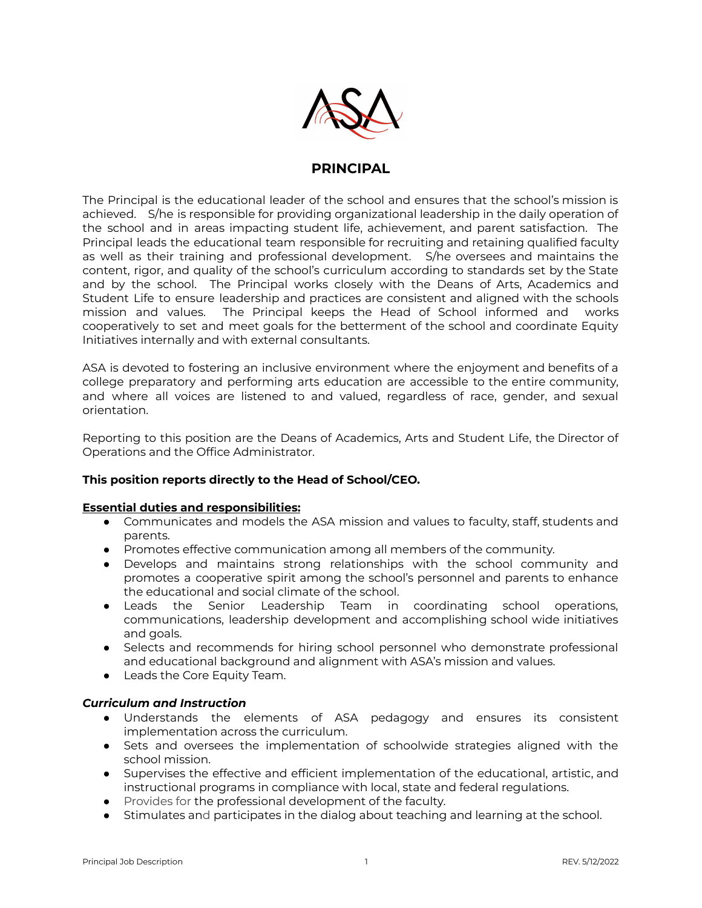ASA

# PRINCIPAL

The Principal is the educational leader of the school and ensures that the school's mission is achieved. S/he is responsible for providing organizational leadership in the daily operation of the school and in areas impacting student life, achievement, and parent satisfaction. The Principal leads the educational team responsible for recruiting and retaining qualified faculty as well as their training and professional development. S/he oversees and maintains the content, rigor, and quality of the school's curriculum according to standards set by the State and by the school. The Principal works closely with the Deans of Arts, Academics and Student Life to ensure leadership and practices are consistent and aligned with the schools mission and values. The Principal keeps the Head of School informed and works cooperatively to set and meet goals for the betterment of the school and coordinate Equity Initiatives internally and with external consultants.

ASA is devoted to fostering an inclusive environment where the enjoyment and benefits of a college preparatory and performing arts education are accessible to the entire community, and where all voices are listened to and valued, regardless of race, gender, and sexual orientation.

Reporting to this position are the Deans of Academics, Arts and Student Life, the Director of Operations and the Office Administrator.

**This position reports directly to the Head of School/CEO.**

**Essential duties and responsibilities:**

- Communicates and models the ASA mission and values to faculty, staff, students and parents.
- Promotes effective communication among all members of the community.
- Develops and maintains strong relationships with the school community and promotes a cooperative spirit among the school's personnel and parents to enhance the educational and social climate of the school.
- Leads the Senior Leadership Team in coordinating school operations, communications, leadership development and accomplishing school wide initiatives and goals.
- Selects and recommends for hiring school personnel who demonstrate professional and educational background and alignment with ASA's mission and values.
- Leads the Core Equity Team.

***Curriculum and Instruction***

- Understands the elements of ASA pedagogy and ensures its consistent implementation across the curriculum.
- Sets and oversees the implementation of schoolwide strategies aligned with the school mission.
- Supervises the effective and efficient implementation of the educational, artistic, and instructional programs in compliance with local, state and federal regulations.
- Provides for the professional development of the faculty.
- Stimulates and participates in the dialog about teaching and learning at the school.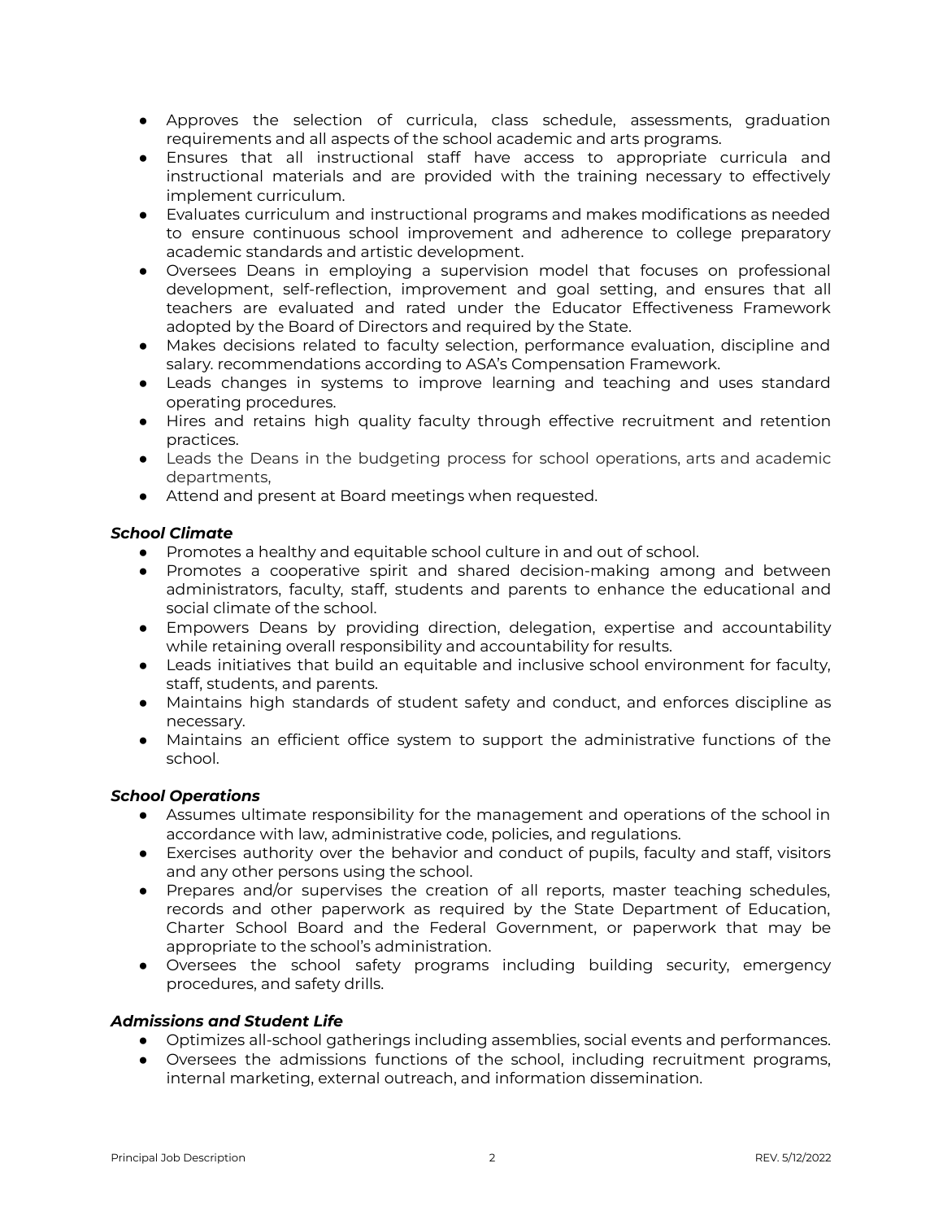- Approves the selection of curricula, class schedule, assessments, graduation requirements and all aspects of the school academic and arts programs.
- Ensures that all instructional staff have access to appropriate curricula and instructional materials and are provided with the training necessary to effectively implement curriculum.
- Evaluates curriculum and instructional programs and makes modifications as needed to ensure continuous school improvement and adherence to college preparatory academic standards and artistic development.
- Oversees Deans in employing a supervision model that focuses on professional development, self-reflection, improvement and goal setting, and ensures that all teachers are evaluated and rated under the Educator Effectiveness Framework adopted by the Board of Directors and required by the State.
- Makes decisions related to faculty selection, performance evaluation, discipline and salary. recommendations according to ASA's Compensation Framework.
- Leads changes in systems to improve learning and teaching and uses standard operating procedures.
- Hires and retains high quality faculty through effective recruitment and retention practices.
- Leads the Deans in the budgeting process for school operations, arts and academic departments,
- Attend and present at Board meetings when requested.

***School Climate***

- Promotes a healthy and equitable school culture in and out of school.
- Promotes a cooperative spirit and shared decision-making among and between administrators, faculty, staff, students and parents to enhance the educational and social climate of the school.
- Empowers Deans by providing direction, delegation, expertise and accountability while retaining overall responsibility and accountability for results.
- Leads initiatives that build an equitable and inclusive school environment for faculty, staff, students, and parents.
- Maintains high standards of student safety and conduct, and enforces discipline as necessary.
- Maintains an efficient office system to support the administrative functions of the school.

***School Operations***

- Assumes ultimate responsibility for the management and operations of the school in accordance with law, administrative code, policies, and regulations.
- Exercises authority over the behavior and conduct of pupils, faculty and staff, visitors and any other persons using the school.
- Prepares and/or supervises the creation of all reports, master teaching schedules, records and other paperwork as required by the State Department of Education, Charter School Board and the Federal Government, or paperwork that may be appropriate to the school's administration.
- Oversees the school safety programs including building security, emergency procedures, and safety drills.

***Admissions and Student Life***

- Optimizes all-school gatherings including assemblies, social events and performances.
- Oversees the admissions functions of the school, including recruitment programs, internal marketing, external outreach, and information dissemination.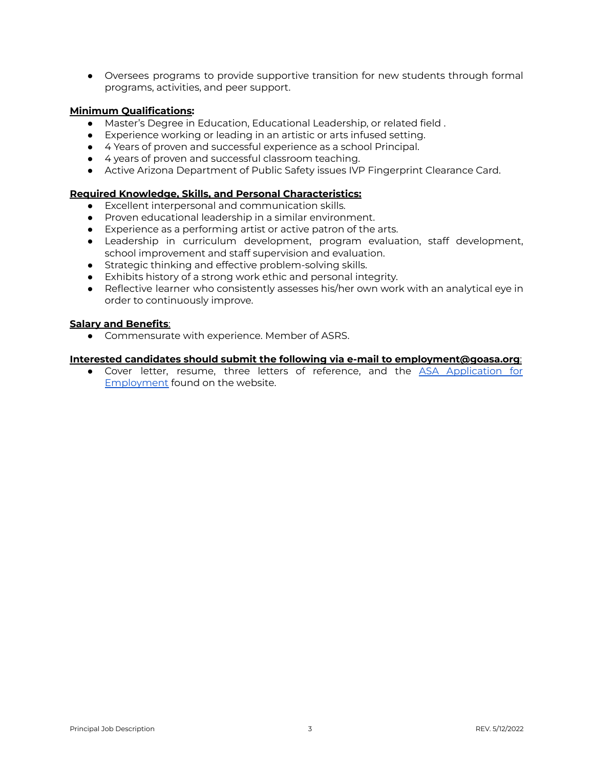- Oversees programs to provide supportive transition for new students through formal programs, activities, and peer support.

**Minimum Qualifications:**

- Master's Degree in Education, Educational Leadership, or related field .
- Experience working or leading in an artistic or arts infused setting.
- 4 Years of proven and successful experience as a school Principal.
- 4 years of proven and successful classroom teaching.
- Active Arizona Department of Public Safety issues IVP Fingerprint Clearance Card.

**Required Knowledge, Skills, and Personal Characteristics:**

- Excellent interpersonal and communication skills.
- Proven educational leadership in a similar environment.
- Experience as a performing artist or active patron of the arts.
- Leadership in curriculum development, program evaluation, staff development, school improvement and staff supervision and evaluation.
- Strategic thinking and effective problem-solving skills.
- Exhibits history of a strong work ethic and personal integrity.
- Reflective learner who consistently assesses his/her own work with an analytical eye in order to continuously improve.

**Salary and Benefits:**

- Commensurate with experience. Member of ASRS.

**Interested candidates should submit the following via e-mail to employment@goasa.org:**

- Cover letter, resume, three letters of reference, and the [ASA Application for Employment]() found on the website.